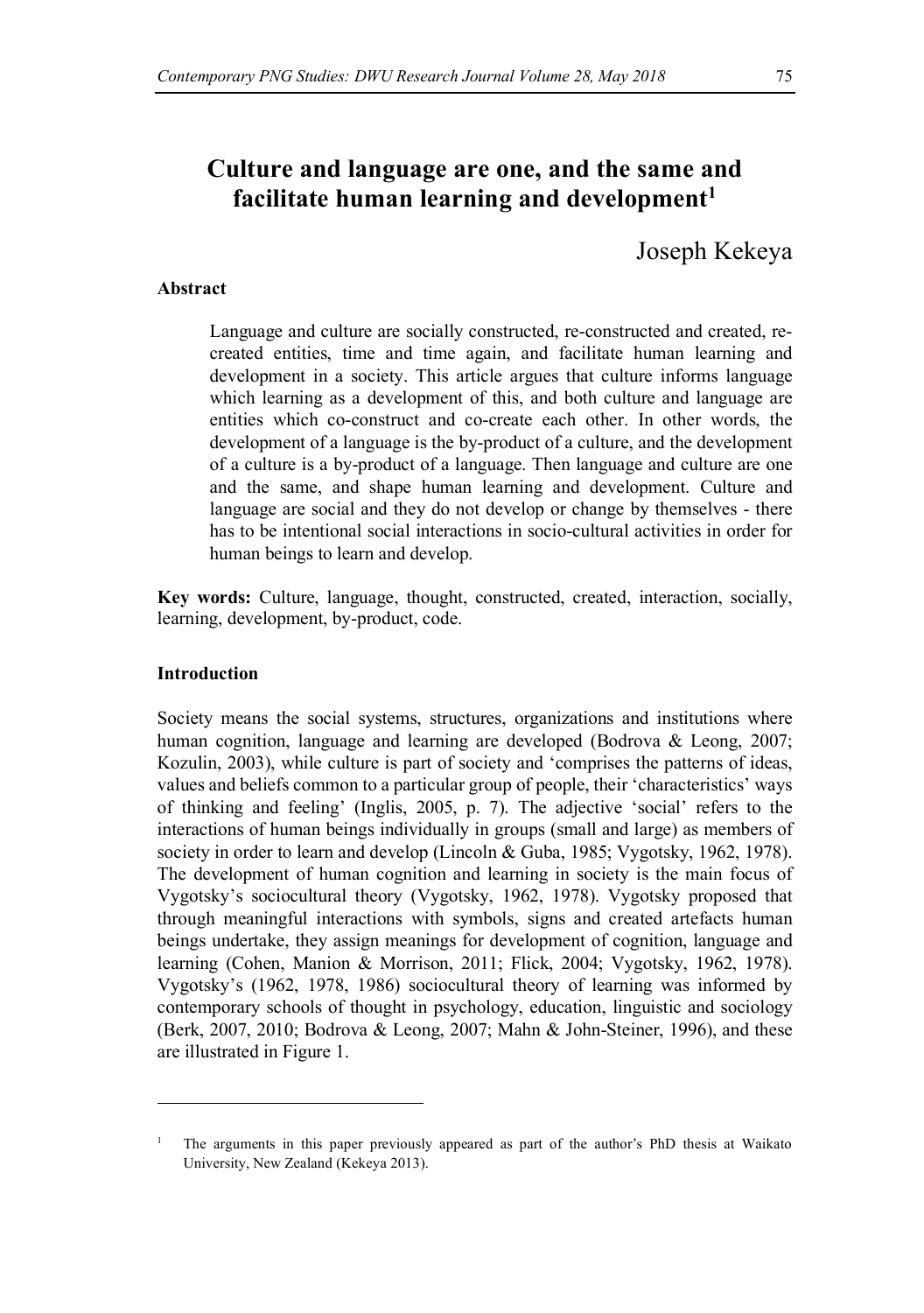# Culture and language are one, and the same and facilitate human learning and development[1]

Joseph Kekeya

### Abstract

Language and culture are socially constructed, re-constructed and created, re-created entities, time and time again, and facilitate human learning and development in a society. This article argues that culture informs language which learning as a development of this, and both culture and language are entities which co-construct and co-create each other. In other words, the development of a language is the by-product of a culture, and the development of a culture is a by-product of a language. Then language and culture are one and the same, and shape human learning and development. Culture and language are social and they do not develop or change by themselves - there has to be intentional social interactions in socio-cultural activities in order for human beings to learn and develop.

**Key words:** Culture, language, thought, constructed, created, interaction, socially, learning, development, by-product, code.

### Introduction

Society means the social systems, structures, organizations and institutions where human cognition, language and learning are developed (Bodrova & Leong, 2007; Kozulin, 2003), while culture is part of society and 'comprises the patterns of ideas, values and beliefs common to a particular group of people, their 'characteristics' ways of thinking and feeling' (Inglis, 2005, p. 7). The adjective 'social' refers to the interactions of human beings individually in groups (small and large) as members of society in order to learn and develop (Lincoln & Guba, 1985; Vygotsky, 1962, 1978). The development of human cognition and learning in society is the main focus of Vygotsky's sociocultural theory (Vygotsky, 1962, 1978). Vygotsky proposed that through meaningful interactions with symbols, signs and created artefacts human beings undertake, they assign meanings for development of cognition, language and learning (Cohen, Manion & Morrison, 2011; Flick, 2004; Vygotsky, 1962, 1978). Vygotsky's (1962, 1978, 1986) sociocultural theory of learning was informed by contemporary schools of thought in psychology, education, linguistic and sociology (Berk, 2007, 2010; Bodrova & Leong, 2007; Mahn & John-Steiner, 1996), and these are illustrated in Figure 1.

---

[1] The arguments in this paper previously appeared as part of the author's PhD thesis at Waikato University, New Zealand (Kekeya 2013).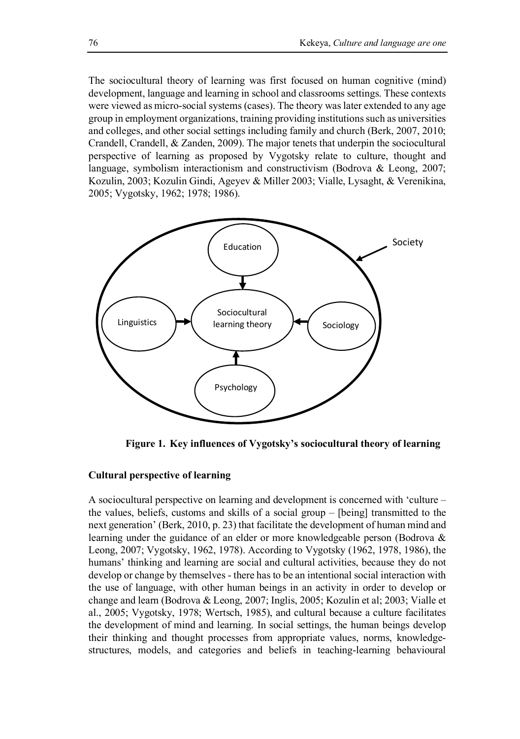The sociocultural theory of learning was first focused on human cognitive (mind) development, language and learning in school and classrooms settings. These contexts were viewed as micro-social systems (cases). The theory was later extended to any age group in employment organizations, training providing institutions such as universities and colleges, and other social settings including family and church (Berk, 2007, 2010; Crandell, Crandell, & Zanden, 2009). The major tenets that underpin the sociocultural perspective of learning as proposed by Vygotsky relate to culture, thought and language, symbolism interactionism and constructivism (Bodrova & Leong, 2007; Kozulin, 2003; Kozulin Gindi, Ageyev & Miller 2003; Vialle, Lysaght, & Verenikina, 2005; Vygotsky, 1962; 1978; 1986).

**Figure 1. Key influences of Vygotsky's sociocultural theory of learning**

### Cultural perspective of learning

A sociocultural perspective on learning and development is concerned with 'culture – the values, beliefs, customs and skills of a social group – [being] transmitted to the next generation' (Berk, 2010, p. 23) that facilitate the development of human mind and learning under the guidance of an elder or more knowledgeable person (Bodrova & Leong, 2007; Vygotsky, 1962, 1978). According to Vygotsky (1962, 1978, 1986), the humans' thinking and learning are social and cultural activities, because they do not develop or change by themselves - there has to be an intentional social interaction with the use of language, with other human beings in an activity in order to develop or change and learn (Bodrova & Leong, 2007; Inglis, 2005; Kozulin et al; 2003; Vialle et al., 2005; Vygotsky, 1978; Wertsch, 1985), and cultural because a culture facilitates the development of mind and learning. In social settings, the human beings develop their thinking and thought processes from appropriate values, norms, knowledge-structures, models, and categories and beliefs in teaching-learning behavioural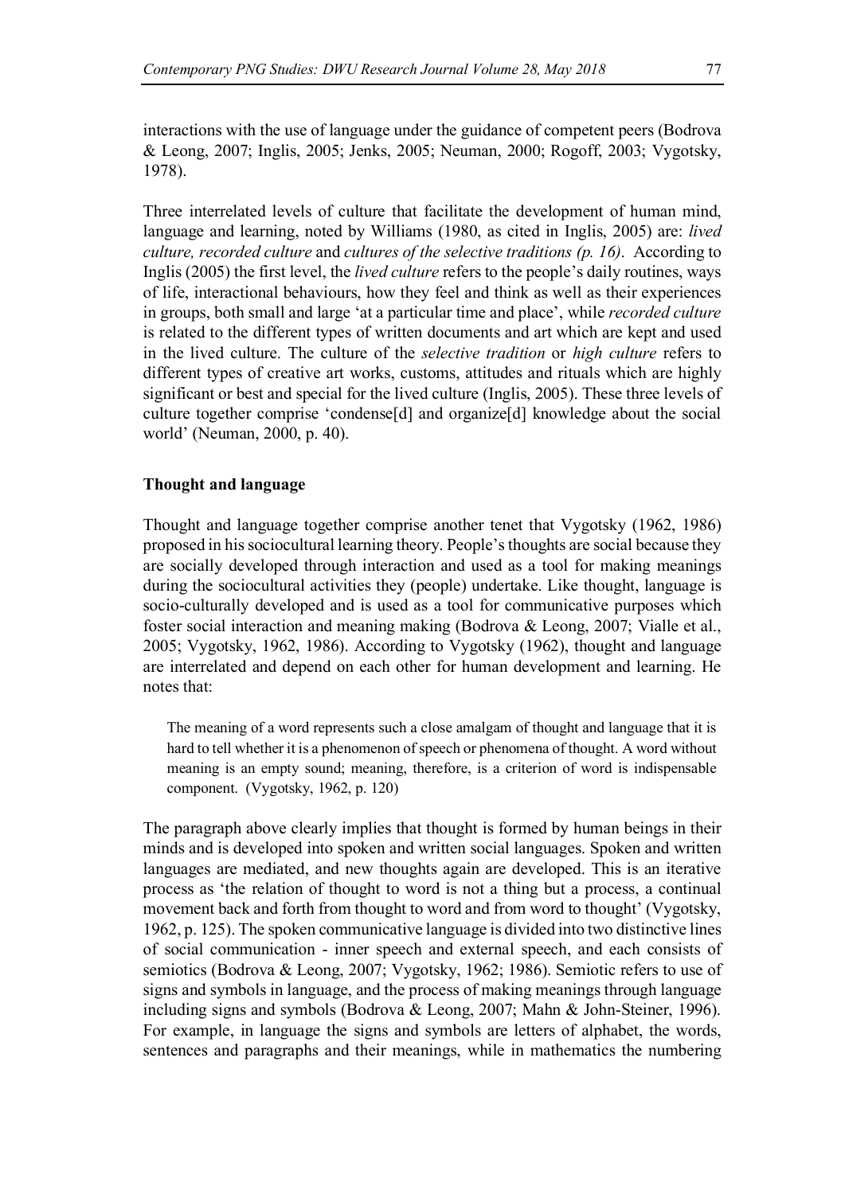interactions with the use of language under the guidance of competent peers (Bodrova & Leong, 2007; Inglis, 2005; Jenks, 2005; Neuman, 2000; Rogoff, 2003; Vygotsky, 1978).

Three interrelated levels of culture that facilitate the development of human mind, language and learning, noted by Williams (1980, as cited in Inglis, 2005) are: *lived culture, recorded culture* and *cultures of the selective traditions (p. 16)*. According to Inglis (2005) the first level, the *lived culture* refers to the people's daily routines, ways of life, interactional behaviours, how they feel and think as well as their experiences in groups, both small and large 'at a particular time and place', while *recorded culture* is related to the different types of written documents and art which are kept and used in the lived culture. The culture of the *selective tradition* or *high culture* refers to different types of creative art works, customs, attitudes and rituals which are highly significant or best and special for the lived culture (Inglis, 2005). These three levels of culture together comprise 'condense[d] and organize[d] knowledge about the social world' (Neuman, 2000, p. 40).

**Thought and language**

Thought and language together comprise another tenet that Vygotsky (1962, 1986) proposed in his sociocultural learning theory. People's thoughts are social because they are socially developed through interaction and used as a tool for making meanings during the sociocultural activities they (people) undertake. Like thought, language is socio-culturally developed and is used as a tool for communicative purposes which foster social interaction and meaning making (Bodrova & Leong, 2007; Vialle et al., 2005; Vygotsky, 1962, 1986). According to Vygotsky (1962), thought and language are interrelated and depend on each other for human development and learning. He notes that:

> The meaning of a word represents such a close amalgam of thought and language that it is hard to tell whether it is a phenomenon of speech or phenomena of thought. A word without meaning is an empty sound; meaning, therefore, is a criterion of word is indispensable component. (Vygotsky, 1962, p. 120)

The paragraph above clearly implies that thought is formed by human beings in their minds and is developed into spoken and written social languages. Spoken and written languages are mediated, and new thoughts again are developed. This is an iterative process as 'the relation of thought to word is not a thing but a process, a continual movement back and forth from thought to word and from word to thought' (Vygotsky, 1962, p. 125). The spoken communicative language is divided into two distinctive lines of social communication - inner speech and external speech, and each consists of semiotics (Bodrova & Leong, 2007; Vygotsky, 1962; 1986). Semiotic refers to use of signs and symbols in language, and the process of making meanings through language including signs and symbols (Bodrova & Leong, 2007; Mahn & John-Steiner, 1996). For example, in language the signs and symbols are letters of alphabet, the words, sentences and paragraphs and their meanings, while in mathematics the numbering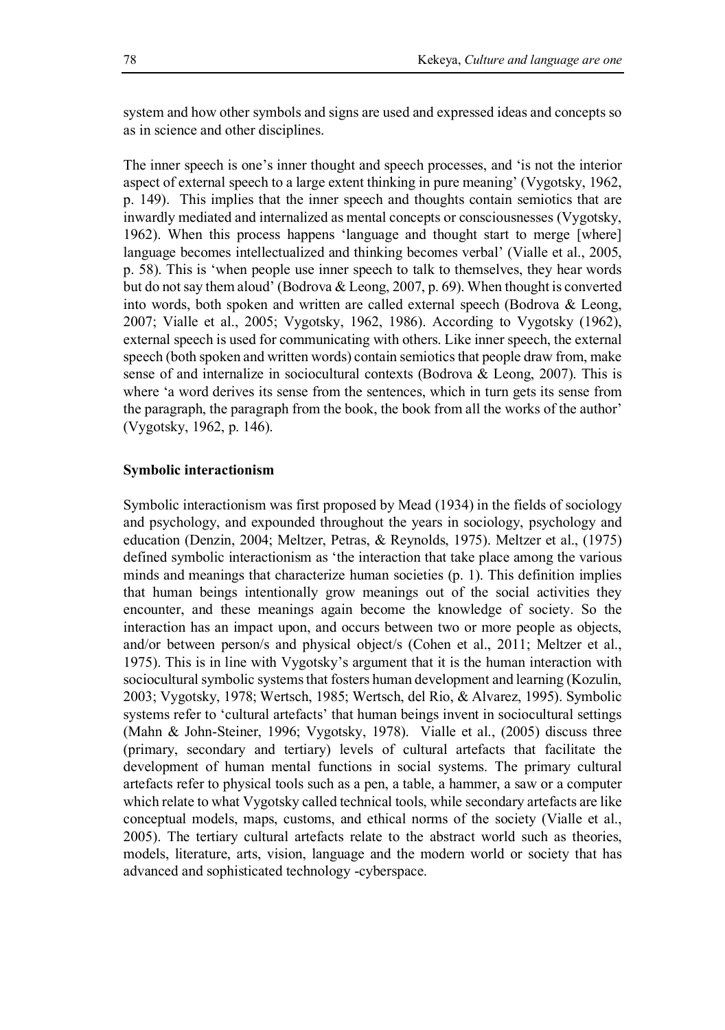system and how other symbols and signs are used and expressed ideas and concepts so as in science and other disciplines.

The inner speech is one's inner thought and speech processes, and 'is not the interior aspect of external speech to a large extent thinking in pure meaning' (Vygotsky, 1962, p. 149). This implies that the inner speech and thoughts contain semiotics that are inwardly mediated and internalized as mental concepts or consciousnesses (Vygotsky, 1962). When this process happens 'language and thought start to merge [where] language becomes intellectualized and thinking becomes verbal' (Vialle et al., 2005, p. 58). This is 'when people use inner speech to talk to themselves, they hear words but do not say them aloud' (Bodrova & Leong, 2007, p. 69). When thought is converted into words, both spoken and written are called external speech (Bodrova & Leong, 2007; Vialle et al., 2005; Vygotsky, 1962, 1986). According to Vygotsky (1962), external speech is used for communicating with others. Like inner speech, the external speech (both spoken and written words) contain semiotics that people draw from, make sense of and internalize in sociocultural contexts (Bodrova & Leong, 2007). This is where 'a word derives its sense from the sentences, which in turn gets its sense from the paragraph, the paragraph from the book, the book from all the works of the author' (Vygotsky, 1962, p. 146).

**Symbolic interactionism**

Symbolic interactionism was first proposed by Mead (1934) in the fields of sociology and psychology, and expounded throughout the years in sociology, psychology and education (Denzin, 2004; Meltzer, Petras, & Reynolds, 1975). Meltzer et al., (1975) defined symbolic interactionism as 'the interaction that take place among the various minds and meanings that characterize human societies (p. 1). This definition implies that human beings intentionally grow meanings out of the social activities they encounter, and these meanings again become the knowledge of society. So the interaction has an impact upon, and occurs between two or more people as objects, and/or between person/s and physical object/s (Cohen et al., 2011; Meltzer et al., 1975). This is in line with Vygotsky's argument that it is the human interaction with sociocultural symbolic systems that fosters human development and learning (Kozulin, 2003; Vygotsky, 1978; Wertsch, 1985; Wertsch, del Rio, & Alvarez, 1995). Symbolic systems refer to 'cultural artefacts' that human beings invent in sociocultural settings (Mahn & John-Steiner, 1996; Vygotsky, 1978). Vialle et al., (2005) discuss three (primary, secondary and tertiary) levels of cultural artefacts that facilitate the development of human mental functions in social systems. The primary cultural artefacts refer to physical tools such as a pen, a table, a hammer, a saw or a computer which relate to what Vygotsky called technical tools, while secondary artefacts are like conceptual models, maps, customs, and ethical norms of the society (Vialle et al., 2005). The tertiary cultural artefacts relate to the abstract world such as theories, models, literature, arts, vision, language and the modern world or society that has advanced and sophisticated technology -cyberspace.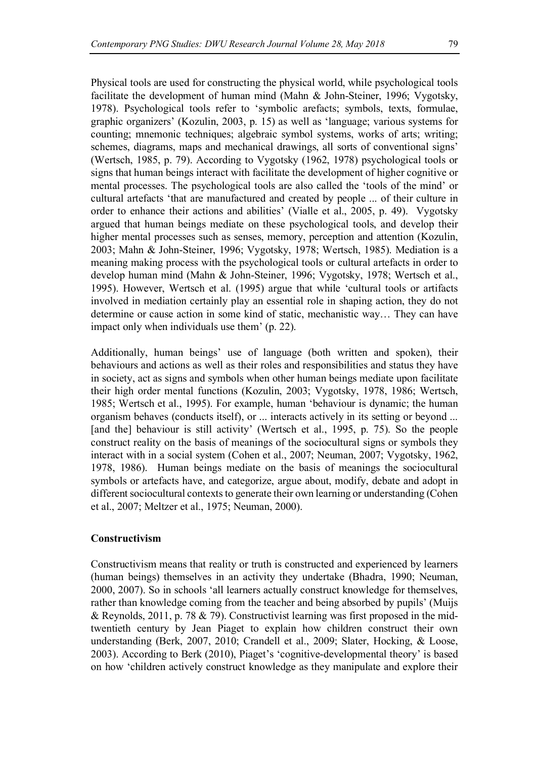Physical tools are used for constructing the physical world, while psychological tools facilitate the development of human mind (Mahn & John-Steiner, 1996; Vygotsky, 1978). Psychological tools refer to 'symbolic arefacts; symbols, texts, formulae, graphic organizers' (Kozulin, 2003, p. 15) as well as 'language; various systems for counting; mnemonic techniques; algebraic symbol systems, works of arts; writing; schemes, diagrams, maps and mechanical drawings, all sorts of conventional signs' (Wertsch, 1985, p. 79). According to Vygotsky (1962, 1978) psychological tools or signs that human beings interact with facilitate the development of higher cognitive or mental processes. The psychological tools are also called the 'tools of the mind' or cultural artefacts 'that are manufactured and created by people ... of their culture in order to enhance their actions and abilities' (Vialle et al., 2005, p. 49). Vygotsky argued that human beings mediate on these psychological tools, and develop their higher mental processes such as senses, memory, perception and attention (Kozulin, 2003; Mahn & John-Steiner, 1996; Vygotsky, 1978; Wertsch, 1985). Mediation is a meaning making process with the psychological tools or cultural artefacts in order to develop human mind (Mahn & John-Steiner, 1996; Vygotsky, 1978; Wertsch et al., 1995). However, Wertsch et al. (1995) argue that while 'cultural tools or artifacts involved in mediation certainly play an essential role in shaping action, they do not determine or cause action in some kind of static, mechanistic way… They can have impact only when individuals use them' (p. 22).

Additionally, human beings' use of language (both written and spoken), their behaviours and actions as well as their roles and responsibilities and status they have in society, act as signs and symbols when other human beings mediate upon facilitate their high order mental functions (Kozulin, 2003; Vygotsky, 1978, 1986; Wertsch, 1985; Wertsch et al., 1995). For example, human 'behaviour is dynamic; the human organism behaves (conducts itself), or ... interacts actively in its setting or beyond ... [and the] behaviour is still activity' (Wertsch et al., 1995, p. 75). So the people construct reality on the basis of meanings of the sociocultural signs or symbols they interact with in a social system (Cohen et al., 2007; Neuman, 2007; Vygotsky, 1962, 1978, 1986). Human beings mediate on the basis of meanings the sociocultural symbols or artefacts have, and categorize, argue about, modify, debate and adopt in different sociocultural contexts to generate their own learning or understanding (Cohen et al., 2007; Meltzer et al., 1975; Neuman, 2000).

**Constructivism**

Constructivism means that reality or truth is constructed and experienced by learners (human beings) themselves in an activity they undertake (Bhadra, 1990; Neuman, 2000, 2007). So in schools 'all learners actually construct knowledge for themselves, rather than knowledge coming from the teacher and being absorbed by pupils' (Muijs & Reynolds, 2011, p. 78 & 79). Constructivist learning was first proposed in the mid-twentieth century by Jean Piaget to explain how children construct their own understanding (Berk, 2007, 2010; Crandell et al., 2009; Slater, Hocking, & Loose, 2003). According to Berk (2010), Piaget's 'cognitive-developmental theory' is based on how 'children actively construct knowledge as they manipulate and explore their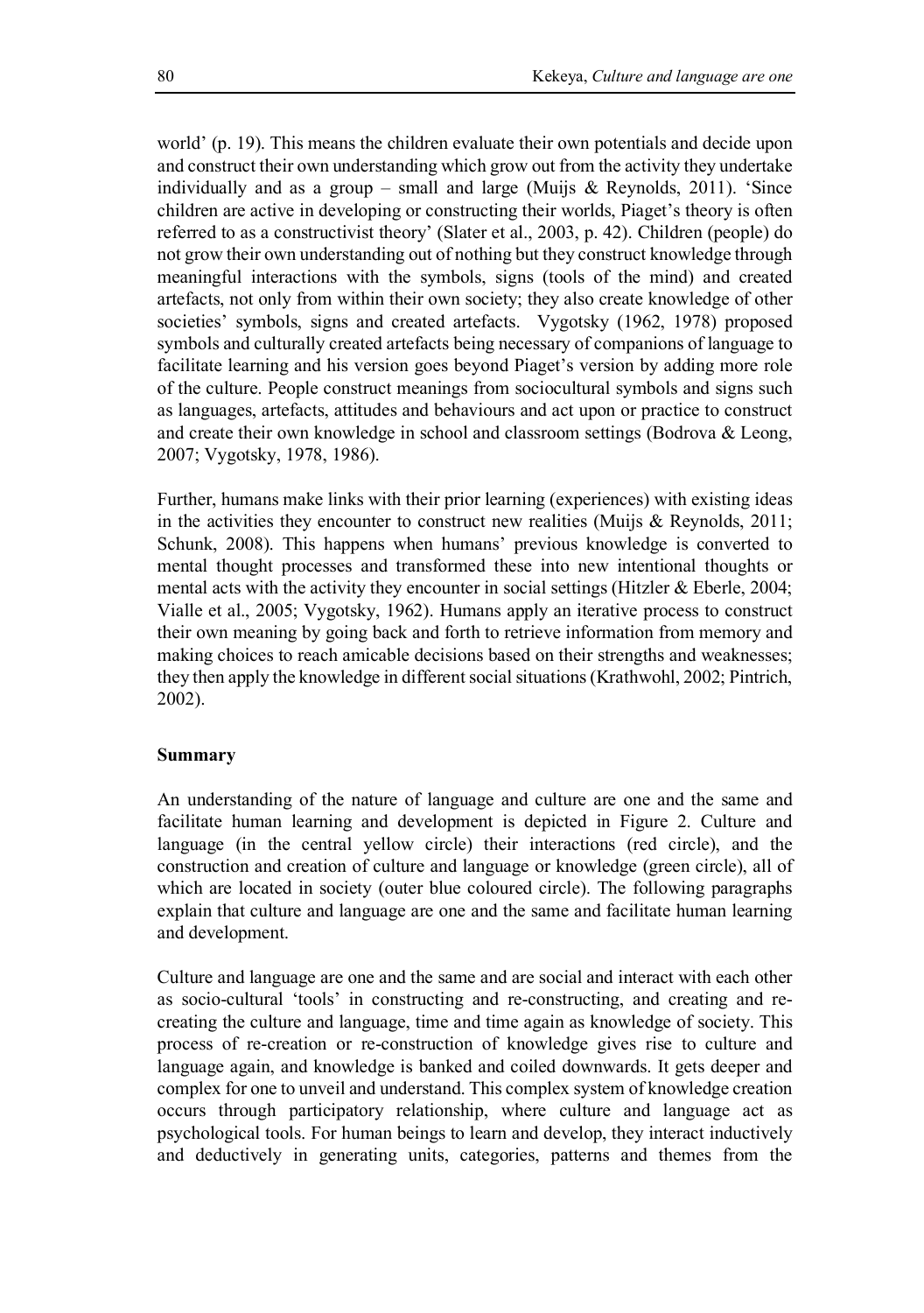world' (p. 19). This means the children evaluate their own potentials and decide upon and construct their own understanding which grow out from the activity they undertake individually and as a group – small and large (Muijs & Reynolds, 2011). 'Since children are active in developing or constructing their worlds, Piaget's theory is often referred to as a constructivist theory' (Slater et al., 2003, p. 42). Children (people) do not grow their own understanding out of nothing but they construct knowledge through meaningful interactions with the symbols, signs (tools of the mind) and created artefacts, not only from within their own society; they also create knowledge of other societies' symbols, signs and created artefacts. Vygotsky (1962, 1978) proposed symbols and culturally created artefacts being necessary of companions of language to facilitate learning and his version goes beyond Piaget's version by adding more role of the culture. People construct meanings from sociocultural symbols and signs such as languages, artefacts, attitudes and behaviours and act upon or practice to construct and create their own knowledge in school and classroom settings (Bodrova & Leong, 2007; Vygotsky, 1978, 1986).

Further, humans make links with their prior learning (experiences) with existing ideas in the activities they encounter to construct new realities (Muijs & Reynolds, 2011; Schunk, 2008). This happens when humans' previous knowledge is converted to mental thought processes and transformed these into new intentional thoughts or mental acts with the activity they encounter in social settings (Hitzler & Eberle, 2004; Vialle et al., 2005; Vygotsky, 1962). Humans apply an iterative process to construct their own meaning by going back and forth to retrieve information from memory and making choices to reach amicable decisions based on their strengths and weaknesses; they then apply the knowledge in different social situations (Krathwohl, 2002; Pintrich, 2002).

**Summary**

An understanding of the nature of language and culture are one and the same and facilitate human learning and development is depicted in Figure 2. Culture and language (in the central yellow circle) their interactions (red circle), and the construction and creation of culture and language or knowledge (green circle), all of which are located in society (outer blue coloured circle). The following paragraphs explain that culture and language are one and the same and facilitate human learning and development.

Culture and language are one and the same and are social and interact with each other as socio-cultural 'tools' in constructing and re-constructing, and creating and re-creating the culture and language, time and time again as knowledge of society. This process of re-creation or re-construction of knowledge gives rise to culture and language again, and knowledge is banked and coiled downwards. It gets deeper and complex for one to unveil and understand. This complex system of knowledge creation occurs through participatory relationship, where culture and language act as psychological tools. For human beings to learn and develop, they interact inductively and deductively in generating units, categories, patterns and themes from the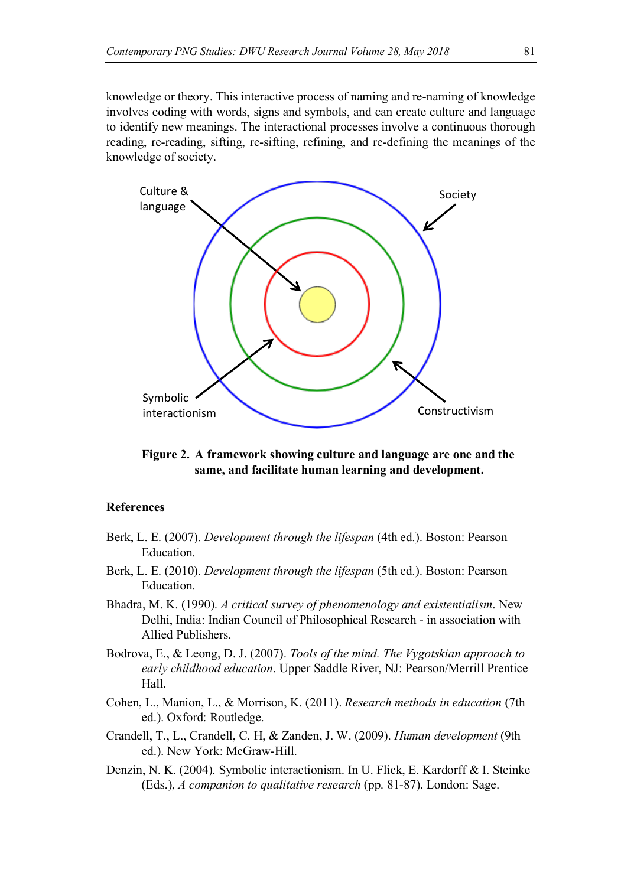knowledge or theory. This interactive process of naming and re-naming of knowledge involves coding with words, signs and symbols, and can create culture and language to identify new meanings. The interactional processes involve a continuous thorough reading, re-reading, sifting, re-sifting, refining, and re-defining the meanings of the knowledge of society.

Culture & language

Society

Symbolic interactionism

Constructivism

**Figure 2. A framework showing culture and language are one and the same, and facilitate human learning and development.**

## References

Berk, L. E. (2007). *Development through the lifespan* (4th ed.). Boston: Pearson Education.

Berk, L. E. (2010). *Development through the lifespan* (5th ed.). Boston: Pearson Education.

Bhadra, M. K. (1990). *A critical survey of phenomenology and existentialism*. New Delhi, India: Indian Council of Philosophical Research - in association with Allied Publishers.

Bodrova, E., & Leong, D. J. (2007). *Tools of the mind. The Vygotskian approach to early childhood education*. Upper Saddle River, NJ: Pearson/Merrill Prentice Hall.

Cohen, L., Manion, L., & Morrison, K. (2011). *Research methods in education* (7th ed.). Oxford: Routledge.

Crandell, T., L., Crandell, C. H, & Zanden, J. W. (2009). *Human development* (9th ed.). New York: McGraw-Hill.

Denzin, N. K. (2004). Symbolic interactionism. In U. Flick, E. Kardorff & I. Steinke (Eds.), *A companion to qualitative research* (pp. 81-87). London: Sage.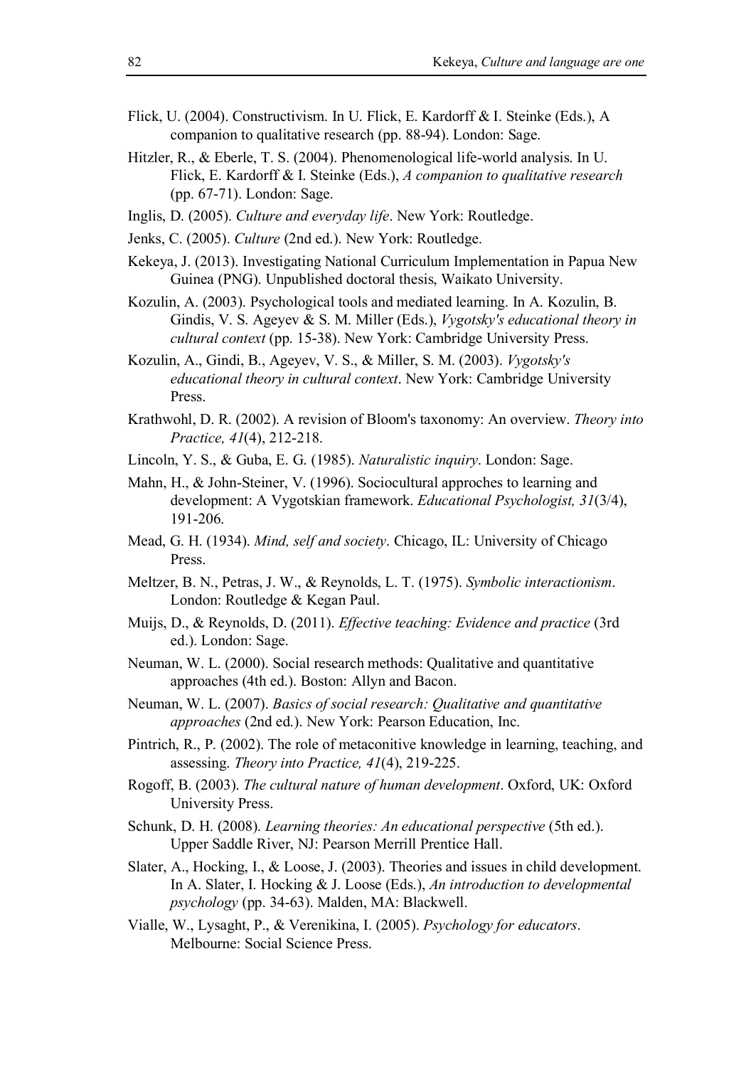Flick, U. (2004). Constructivism. In U. Flick, E. Kardorff & I. Steinke (Eds.), A companion to qualitative research (pp. 88-94). London: Sage.

Hitzler, R., & Eberle, T. S. (2004). Phenomenological life-world analysis. In U. Flick, E. Kardorff & I. Steinke (Eds.), *A companion to qualitative research* (pp. 67-71). London: Sage.

Inglis, D. (2005). *Culture and everyday life*. New York: Routledge.

Jenks, C. (2005). *Culture* (2nd ed.). New York: Routledge.

Kekeya, J. (2013). Investigating National Curriculum Implementation in Papua New Guinea (PNG). Unpublished doctoral thesis, Waikato University.

Kozulin, A. (2003). Psychological tools and mediated learning. In A. Kozulin, B. Gindis, V. S. Ageyev & S. M. Miller (Eds.), *Vygotsky's educational theory in cultural context* (pp. 15-38). New York: Cambridge University Press.

Kozulin, A., Gindi, B., Ageyev, V. S., & Miller, S. M. (2003). *Vygotsky's educational theory in cultural context*. New York: Cambridge University Press.

Krathwohl, D. R. (2002). A revision of Bloom's taxonomy: An overview. *Theory into Practice, 41*(4), 212-218.

Lincoln, Y. S., & Guba, E. G. (1985). *Naturalistic inquiry*. London: Sage.

Mahn, H., & John-Steiner, V. (1996). Sociocultural approches to learning and development: A Vygotskian framework. *Educational Psychologist, 31*(3/4), 191-206.

Mead, G. H. (1934). *Mind, self and society*. Chicago, IL: University of Chicago Press.

Meltzer, B. N., Petras, J. W., & Reynolds, L. T. (1975). *Symbolic interactionism*. London: Routledge & Kegan Paul.

Muijs, D., & Reynolds, D. (2011). *Effective teaching: Evidence and practice* (3rd ed.). London: Sage.

Neuman, W. L. (2000). Social research methods: Qualitative and quantitative approaches (4th ed.). Boston: Allyn and Bacon.

Neuman, W. L. (2007). *Basics of social research: Qualitative and quantitative approaches* (2nd ed.). New York: Pearson Education, Inc.

Pintrich, R., P. (2002). The role of metaconitive knowledge in learning, teaching, and assessing. *Theory into Practice, 41*(4), 219-225.

Rogoff, B. (2003). *The cultural nature of human development*. Oxford, UK: Oxford University Press.

Schunk, D. H. (2008). *Learning theories: An educational perspective* (5th ed.). Upper Saddle River, NJ: Pearson Merrill Prentice Hall.

Slater, A., Hocking, I., & Loose, J. (2003). Theories and issues in child development. In A. Slater, I. Hocking & J. Loose (Eds.), *An introduction to developmental psychology* (pp. 34-63). Malden, MA: Blackwell.

Vialle, W., Lysaght, P., & Verenikina, I. (2005). *Psychology for educators*. Melbourne: Social Science Press.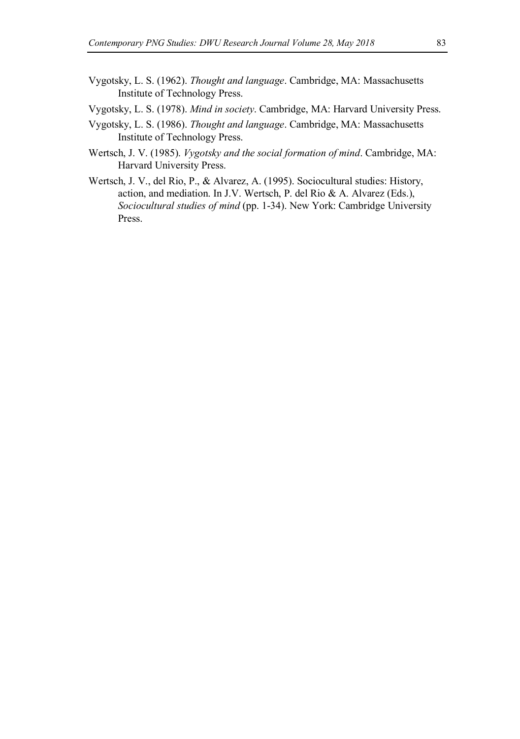Vygotsky, L. S. (1962). *Thought and language*. Cambridge, MA: Massachusetts Institute of Technology Press.

Vygotsky, L. S. (1978). *Mind in society*. Cambridge, MA: Harvard University Press.

Vygotsky, L. S. (1986). *Thought and language*. Cambridge, MA: Massachusetts Institute of Technology Press.

Wertsch, J. V. (1985). *Vygotsky and the social formation of mind*. Cambridge, MA: Harvard University Press.

Wertsch, J. V., del Rio, P., & Alvarez, A. (1995). Sociocultural studies: History, action, and mediation. In J.V. Wertsch, P. del Rio & A. Alvarez (Eds.), *Sociocultural studies of mind* (pp. 1-34). New York: Cambridge University Press.